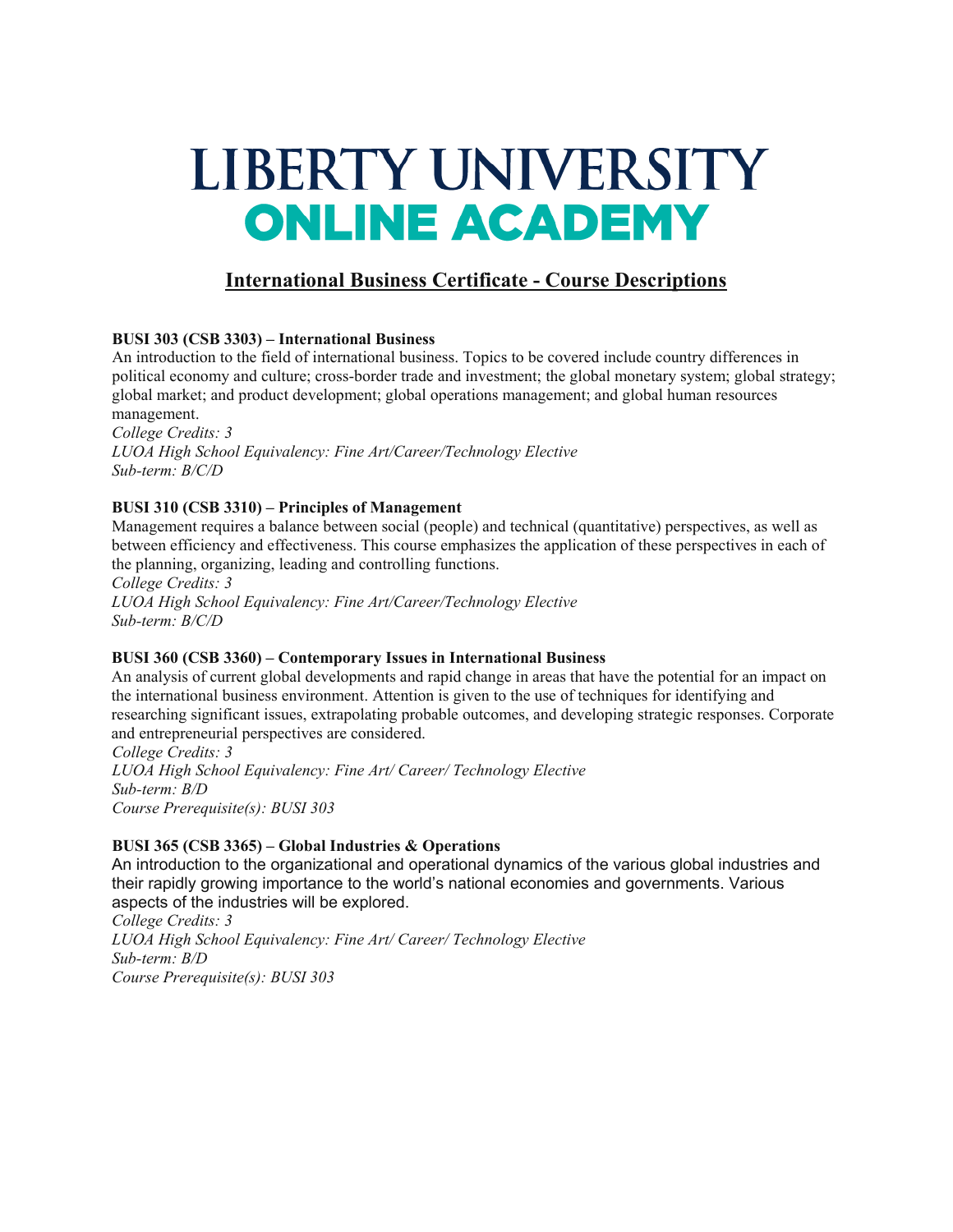# LIBERTY UNIVERSITY
# ONLINE ACADEMY

## International Business Certificate - Course Descriptions

**BUSI 303 (CSB 3303) – International Business**

An introduction to the field of international business. Topics to be covered include country differences in political economy and culture; cross-border trade and investment; the global monetary system; global strategy; global market; and product development; global operations management; and global human resources management.

*College Credits: 3*
*LUOA High School Equivalency: Fine Art/Career/Technology Elective*
*Sub-term: B/C/D*

**BUSI 310 (CSB 3310) – Principles of Management**

Management requires a balance between social (people) and technical (quantitative) perspectives, as well as between efficiency and effectiveness. This course emphasizes the application of these perspectives in each of the planning, organizing, leading and controlling functions.

*College Credits: 3*
*LUOA High School Equivalency: Fine Art/Career/Technology Elective*
*Sub-term: B/C/D*

**BUSI 360 (CSB 3360) – Contemporary Issues in International Business**

An analysis of current global developments and rapid change in areas that have the potential for an impact on the international business environment. Attention is given to the use of techniques for identifying and researching significant issues, extrapolating probable outcomes, and developing strategic responses. Corporate and entrepreneurial perspectives are considered.

*College Credits: 3*
*LUOA High School Equivalency: Fine Art/ Career/ Technology Elective*
*Sub-term: B/D*
*Course Prerequisite(s): BUSI 303*

**BUSI 365 (CSB 3365) – Global Industries & Operations**

An introduction to the organizational and operational dynamics of the various global industries and their rapidly growing importance to the world's national economies and governments. Various aspects of the industries will be explored.

*College Credits: 3*
*LUOA High School Equivalency: Fine Art/ Career/ Technology Elective*
*Sub-term: B/D*
*Course Prerequisite(s): BUSI 303*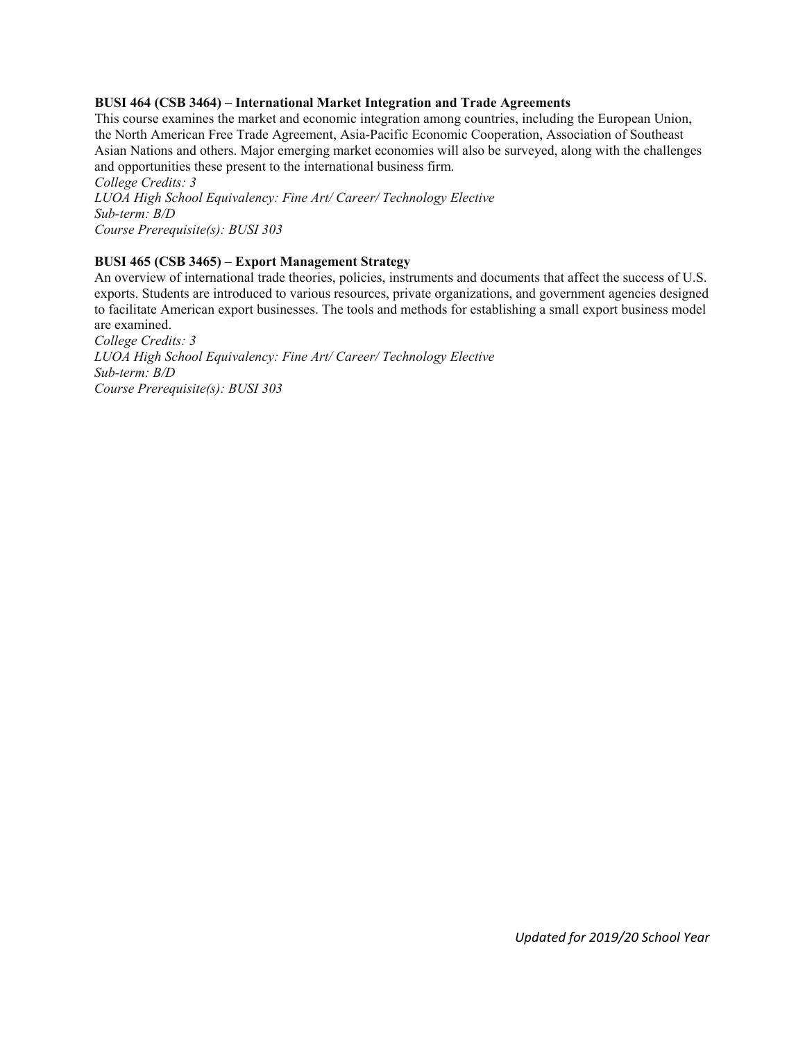**BUSI 464 (CSB 3464) – International Market Integration and Trade Agreements**

This course examines the market and economic integration among countries, including the European Union, the North American Free Trade Agreement, Asia-Pacific Economic Cooperation, Association of Southeast Asian Nations and others. Major emerging market economies will also be surveyed, along with the challenges and opportunities these present to the international business firm.

*College Credits: 3*
*LUOA High School Equivalency: Fine Art/ Career/ Technology Elective*
*Sub-term: B/D*
*Course Prerequisite(s): BUSI 303*

**BUSI 465 (CSB 3465) – Export Management Strategy**

An overview of international trade theories, policies, instruments and documents that affect the success of U.S. exports. Students are introduced to various resources, private organizations, and government agencies designed to facilitate American export businesses. The tools and methods for establishing a small export business model are examined.

*College Credits: 3*
*LUOA High School Equivalency: Fine Art/ Career/ Technology Elective*
*Sub-term: B/D*
*Course Prerequisite(s): BUSI 303*